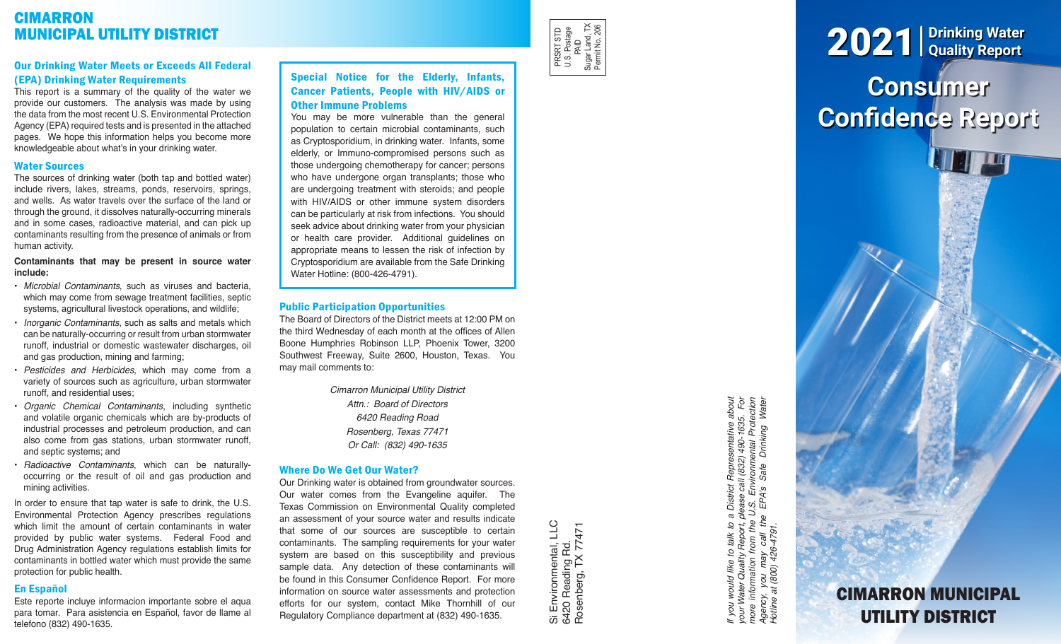# CIMARRON MUNICIPAL UTILITY DISTRICT

## Our Drinking Water Meets or Exceeds All Federal (EPA) Drinking Water Requirements

This report is a summary of the quality of the water we provide our customers. The analysis was made by using the data from the most recent U.S. Environmental Protection Agency (EPA) required tests and is presented in the attached pages. We hope this information helps you become more knowledgeable about what's in your drinking water.

## Water Sources

The sources of drinking water (both tap and bottled water) include rivers, lakes, streams, ponds, reservoirs, springs, and wells. As water travels over the surface of the land or through the ground, it dissolves naturally-occurring minerals and in some cases, radioactive material, and can pick up contaminants resulting from the presence of animals or from human activity.

**Contaminants that may be present in source water include:**

- *Microbial Contaminants*, such as viruses and bacteria, which may come from sewage treatment facilities, septic systems, agricultural livestock operations, and wildlife;
- *Inorganic Contaminants*, such as salts and metals which can be naturally-occurring or result from urban stormwater runoff, industrial or domestic wastewater discharges, oil and gas production, mining and farming;
- *Pesticides and Herbicides*, which may come from a variety of sources such as agriculture, urban stormwater runoff, and residential uses;
- *Organic Chemical Contaminants*, including synthetic and volatile organic chemicals which are by-products of industrial processes and petroleum production, and can also come from gas stations, urban stormwater runoff, and septic systems; and
- *Radioactive Contaminants*, which can be naturally-occurring or the result of oil and gas production and mining activities.

In order to ensure that tap water is safe to drink, the U.S. Environmental Protection Agency prescribes regulations which limit the amount of certain contaminants in water provided by public water systems. Federal Food and Drug Administration Agency regulations establish limits for contaminants in bottled water which must provide the same protection for public health.

## En Español

Este reporte incluye informacion importante sobre el agua para tomar. Para asistencia en Español, favor de llame al telefono (832) 490-1635.

## Special Notice for the Elderly, Infants, Cancer Patients, People with HIV/AIDS or Other Immune Problems

You may be more vulnerable than the general population to certain microbial contaminants, such as Cryptosporidium, in drinking water. Infants, some elderly, or Immuno-compromised persons such as those undergoing chemotherapy for cancer; persons who have undergone organ transplants; those who are undergoing treatment with steroids; and people with HIV/AIDS or other immune system disorders can be particularly at risk from infections. You should seek advice about drinking water from your physician or health care provider. Additional guidelines on appropriate means to lessen the risk of infection by Cryptosporidium are available from the Safe Drinking Water Hotline: (800-426-4791).

## Public Participation Opportunities

The Board of Directors of the District meets at 12:00 PM on the third Wednesday of each month at the offices of Allen Boone Humphries Robinson LLP, Phoenix Tower, 3200 Southwest Freeway, Suite 2600, Houston, Texas. You may mail comments to:

*Cimarron Municipal Utility District*
*Attn.: Board of Directors*
*6420 Reading Road*
*Rosenberg, Texas 77471*
*Or Call: (832) 490-1635*

## Where Do We Get Our Water?

Our Drinking water is obtained from groundwater sources. Our water comes from the Evangeline aquifer. The Texas Commission on Environmental Quality completed an assessment of your source water and results indicate that some of our sources are susceptible to certain contaminants. The sampling requirements for your water system are based on this susceptibility and previous sample data. Any detection of these contaminants will be found in this Consumer Confidence Report. For more information on source water assessments and protection efforts for our system, contact Mike Thornhill of our Regulatory Compliance department at (832) 490-1635.

PRSRT STD
U.S. Postage
PAID
Sugar Land, TX
Permit No. 206

Si Environmental, LLC
6420 Reading Rd.
Rosenberg, TX 77471

*If you would like to talk to a District Representative about your Water Quality Report, please call (832) 490-1635. For more information from the U.S. Environmental Protection Agency, you may call the EPA's Safe Drinking Water Hotline at (800) 426-4791.*

# 2021 Drinking Water Quality Report

# Consumer Confidence Report

## CIMARRON MUNICIPAL UTILITY DISTRICT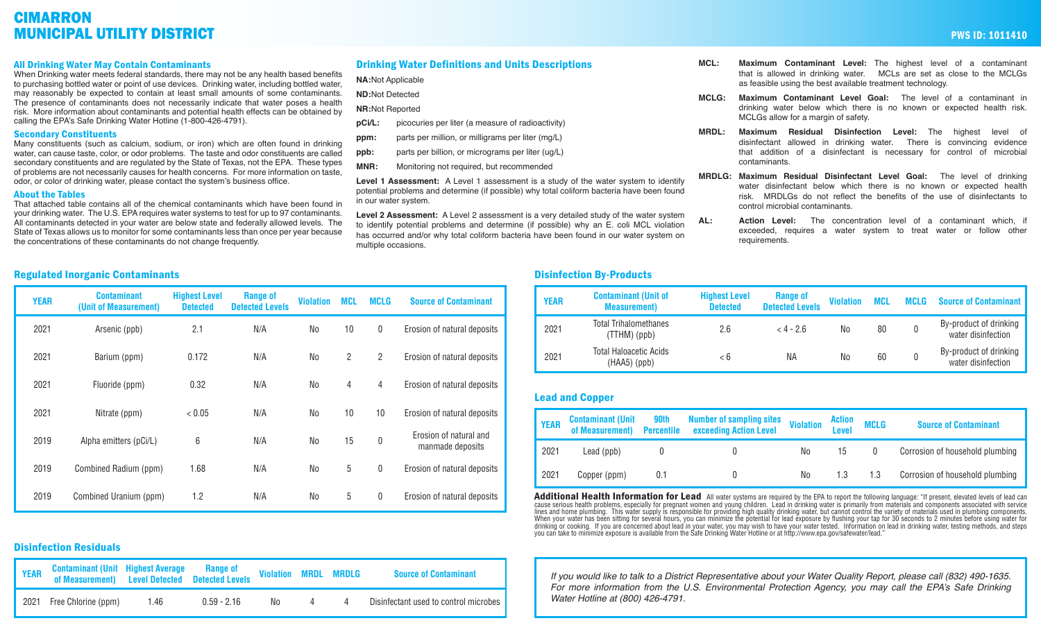# CIMARRON MUNICIPAL UTILITY DISTRICT

PWS ID: 1011410

### All Drinking Water May Contain Contaminants

When Drinking water meets federal standards, there may not be any health based benefits to purchasing bottled water or point of use devices. Drinking water, including bottled water, may reasonably be expected to contain at least small amounts of some contaminants. The presence of contaminants does not necessarily indicate that water poses a health risk. More information about contaminants and potential health effects can be obtained by calling the EPA's Safe Drinking Water Hotline (1-800-426-4791).

### Secondary Constituents

Many constituents (such as calcium, sodium, or iron) which are often found in drinking water, can cause taste, color, or odor problems. The taste and odor constituents are called secondary constituents and are regulated by the State of Texas, not the EPA. These types of problems are not necessarily causes for health concerns. For more information on taste, odor, or color of drinking water, please contact the system's business office.

### About the Tables

That attached table contains all of the chemical contaminants which have been found in your drinking water. The U.S. EPA requires water systems to test for up to 97 contaminants. All contaminants detected in your water are below state and federally allowed levels. The State of Texas allows us to monitor for some contaminants less than once per year because the concentrations of these contaminants do not change frequently.

### Drinking Water Definitions and Units Descriptions

**NA:** Not Applicable

**ND:** Not Detected

**NR:** Not Reported

**pCi/L:** picocuries per liter (a measure of radioactivity)

**ppm:** parts per million, or milligrams per liter (mg/L)

**ppb:** parts per billion, or micrograms per liter (ug/L)

**MNR:** Monitoring not required, but recommended

**Level 1 Assessment:** A Level 1 assessment is a study of the water system to identify potential problems and determine (if possible) why total coliform bacteria have been found in our water system.

**Level 2 Assessment:** A Level 2 assessment is a very detailed study of the water system to identify potential problems and determine (if possible) why an E. coli MCL violation has occurred and/or why total coliform bacteria have been found in our water system on multiple occasions.

**MCL:** **Maximum Contaminant Level:** The highest level of a contaminant that is allowed in drinking water. MCLs are set as close to the MCLGs as feasible using the best available treatment technology.

**MCLG:** **Maximum Contaminant Level Goal:** The level of a contaminant in drinking water below which there is no known or expected health risk. MCLGs allow for a margin of safety.

**MRDL:** **Maximum Residual Disinfection Level:** The highest level of disinfectant allowed in drinking water. There is convincing evidence that addition of a disinfectant is necessary for control of microbial contaminants.

**MRDLG:** **Maximum Residual Disinfectant Level Goal:** The level of drinking water disinfectant below which there is no known or expected health risk. MRDLGs do not reflect the benefits of the use of disinfectants to control microbial contaminants.

**AL:** **Action Level:** The concentration level of a contaminant which, if exceeded, requires a water system to treat water or follow other requirements.

### Regulated Inorganic Contaminants

| YEAR | Contaminant (Unit of Measurement) | Highest Level Detected | Range of Detected Levels | Violation | MCL | MCLG | Source of Contaminant |
|---|---|---|---|---|---|---|---|
| 2021 | Arsenic (ppb) | 2.1 | N/A | No | 10 | 0 | Erosion of natural deposits |
| 2021 | Barium (ppm) | 0.172 | N/A | No | 2 | 2 | Erosion of natural deposits |
| 2021 | Fluoride (ppm) | 0.32 | N/A | No | 4 | 4 | Erosion of natural deposits |
| 2021 | Nitrate (ppm) | < 0.05 | N/A | No | 10 | 10 | Erosion of natural deposits |
| 2019 | Alpha emitters (pCi/L) | 6 | N/A | No | 15 | 0 | Erosion of natural and manmade deposits |
| 2019 | Combined Radium (ppm) | 1.68 | N/A | No | 5 | 0 | Erosion of natural deposits |
| 2019 | Combined Uranium (ppm) | 1.2 | N/A | No | 5 | 0 | Erosion of natural deposits |

### Disinfection Residuals

| YEAR | Contaminant (Unit of Measurement) | Highest Average Level Detected | Range of Detected Levels | Violation | MRDL | MRDLG | Source of Contaminant |
|---|---|---|---|---|---|---|---|
| 2021 | Free Chlorine (ppm) | 1.46 | 0.59 - 2.16 | No | 4 | 4 | Disinfectant used to control microbes |

### Disinfection By-Products

| YEAR | Contaminant (Unit of Measurement) | Highest Level Detected | Range of Detected Levels | Violation | MCL | MCLG | Source of Contaminant |
|---|---|---|---|---|---|---|---|
| 2021 | Total Trihalomethanes (TTHM) (ppb) | 2.6 | < 4 - 2.6 | No | 80 | 0 | By-product of drinking water disinfection |
| 2021 | Total Haloacetic Acids (HAA5) (ppb) | < 6 | NA | No | 60 | 0 | By-product of drinking water disinfection |

### Lead and Copper

| YEAR | Contaminant (Unit of Measurement) | 90th Percentile | Number of sampling sites exceeding Action Level | Violation | Action Level | MCLG | Source of Contaminant |
|---|---|---|---|---|---|---|---|
| 2021 | Lead (ppb) | 0 | 0 | No | 15 | 0 | Corrosion of household plumbing |
| 2021 | Copper (ppm) | 0.1 | 0 | No | 1.3 | 1.3 | Corrosion of household plumbing |

**Additional Health Information for Lead** All water systems are required by the EPA to report the following language: "If present, elevated levels of lead can cause serious health problems, especially for pregnant women and young children. Lead in drinking water is primarily from materials and components associated with service lines and home plumbing. This water supply is responsible for providing high quality drinking water, but cannot control the variety of materials used in plumbing components. When your water has been sitting for several hours, you can minimize the potential for lead exposure by flushing your tap for 30 seconds to 2 minutes before using water for drinking or cooking. If you are concerned about lead in your water, you may wish to have your water tested. Information on lead in drinking water, testing methods, and steps you can take to minimize exposure is available from the Safe Drinking Water Hotline or at http://www.epa.gov/safewater/lead."

*If you would like to talk to a District Representative about your Water Quality Report, please call (832) 490-1635. For more information from the U.S. Environmental Protection Agency, you may call the EPA's Safe Drinking Water Hotline at (800) 426-4791.*